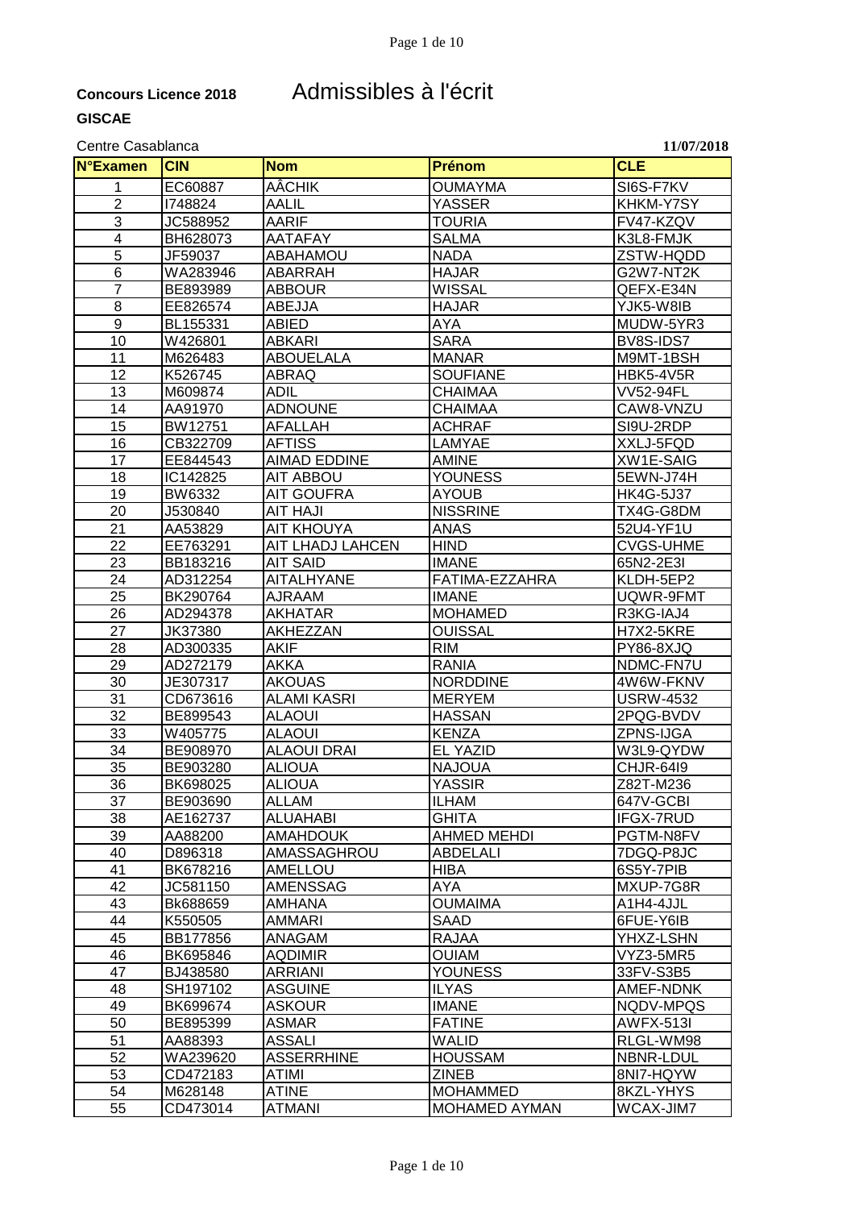**Concours Licence 2018**

# Admissibles à l'écrit

**GISCAE**

Centre Casablanca

**11/07/2018**

| N°Examen | CIN | Nom | Prénom | CLE |
|---|---|---|---|---|
| 1 | EC60887 | AÂCHIK | OUMAYMA | SI6S-F7KV |
| 2 | I748824 | AALIL | YASSER | KHKM-Y7SY |
| 3 | JC588952 | AARIF | TOURIA | FV47-KZQV |
| 4 | BH628073 | AATAFAY | SALMA | K3L8-FMJK |
| 5 | JF59037 | ABAHAMOU | NADA | ZSTW-HQDD |
| 6 | WA283946 | ABARRAH | HAJAR | G2W7-NT2K |
| 7 | BE893989 | ABBOUR | WISSAL | QEFX-E34N |
| 8 | EE826574 | ABEJJA | HAJAR | YJK5-W8IB |
| 9 | BL155331 | ABIED | AYA | MUDW-5YR3 |
| 10 | W426801 | ABKARI | SARA | BV8S-IDS7 |
| 11 | M626483 | ABOUELALA | MANAR | M9MT-1BSH |
| 12 | K526745 | ABRAQ | SOUFIANE | HBK5-4V5R |
| 13 | M609874 | ADIL | CHAIMAA | VV52-94FL |
| 14 | AA91970 | ADNOUNE | CHAIMAA | CAW8-VNZU |
| 15 | BW12751 | AFALLAH | ACHRAF | SI9U-2RDP |
| 16 | CB322709 | AFTISS | LAMYAE | XXLJ-5FQD |
| 17 | EE844543 | AIMAD EDDINE | AMINE | XW1E-SAIG |
| 18 | IC142825 | AIT ABBOU | YOUNESS | 5EWN-J74H |
| 19 | BW6332 | AIT GOUFRA | AYOUB | HK4G-5J37 |
| 20 | J530840 | AIT HAJI | NISSRINE | TX4G-G8DM |
| 21 | AA53829 | AIT KHOUYA | ANAS | 52U4-YF1U |
| 22 | EE763291 | AIT LHADJ LAHCEN | HIND | CVGS-UHME |
| 23 | BB183216 | AIT SAID | IMANE | 65N2-2E3I |
| 24 | AD312254 | AITALHYANE | FATIMA-EZZAHRA | KLDH-5EP2 |
| 25 | BK290764 | AJRAAM | IMANE | UQWR-9FMT |
| 26 | AD294378 | AKHATAR | MOHAMED | R3KG-IAJ4 |
| 27 | JK37380 | AKHEZZAN | OUISSAL | H7X2-5KRE |
| 28 | AD300335 | AKIF | RIM | PY86-8XJQ |
| 29 | AD272179 | AKKA | RANIA | NDMC-FN7U |
| 30 | JE307317 | AKOUAS | NORDDINE | 4W6W-FKNV |
| 31 | CD673616 | ALAMI KASRI | MERYEM | USRW-4532 |
| 32 | BE899543 | ALAOUI | HASSAN | 2PQG-BVDV |
| 33 | W405775 | ALAOUI | KENZA | ZPNS-IJGA |
| 34 | BE908970 | ALAOUI DRAI | EL YAZID | W3L9-QYDW |
| 35 | BE903280 | ALIOUA | NAJOUA | CHJR-64I9 |
| 36 | BK698025 | ALIOUA | YASSIR | Z82T-M236 |
| 37 | BE903690 | ALLAM | ILHAM | 647V-GCBI |
| 38 | AE162737 | ALUAHABI | GHITA | IFGX-7RUD |
| 39 | AA88200 | AMAHDOUK | AHMED MEHDI | PGTM-N8FV |
| 40 | D896318 | AMASSAGHROU | ABDELALI | 7DGQ-P8JC |
| 41 | BK678216 | AMELLOU | HIBA | 6S5Y-7PIB |
| 42 | JC581150 | AMENSSAG | AYA | MXUP-7G8R |
| 43 | Bk688659 | AMHANA | OUMAIMA | A1H4-4JJL |
| 44 | K550505 | AMMARI | SAAD | 6FUE-Y6IB |
| 45 | BB177856 | ANAGAM | RAJAA | YHXZ-LSHN |
| 46 | BK695846 | AQDIMIR | OUIAM | VYZ3-5MR5 |
| 47 | BJ438580 | ARRIANI | YOUNESS | 33FV-S3B5 |
| 48 | SH197102 | ASGUINE | ILYAS | AMEF-NDNK |
| 49 | BK699674 | ASKOUR | IMANE | NQDV-MPQS |
| 50 | BE895399 | ASMAR | FATINE | AWFX-513I |
| 51 | AA88393 | ASSALI | WALID | RLGL-WM98 |
| 52 | WA239620 | ASSERRHINE | HOUSSAM | NBNR-LDUL |
| 53 | CD472183 | ATIMI | ZINEB | 8NI7-HQYW |
| 54 | M628148 | ATINE | MOHAMMED | 8KZL-YHYS |
| 55 | CD473014 | ATMANI | MOHAMED AYMAN | WCAX-JIM7 |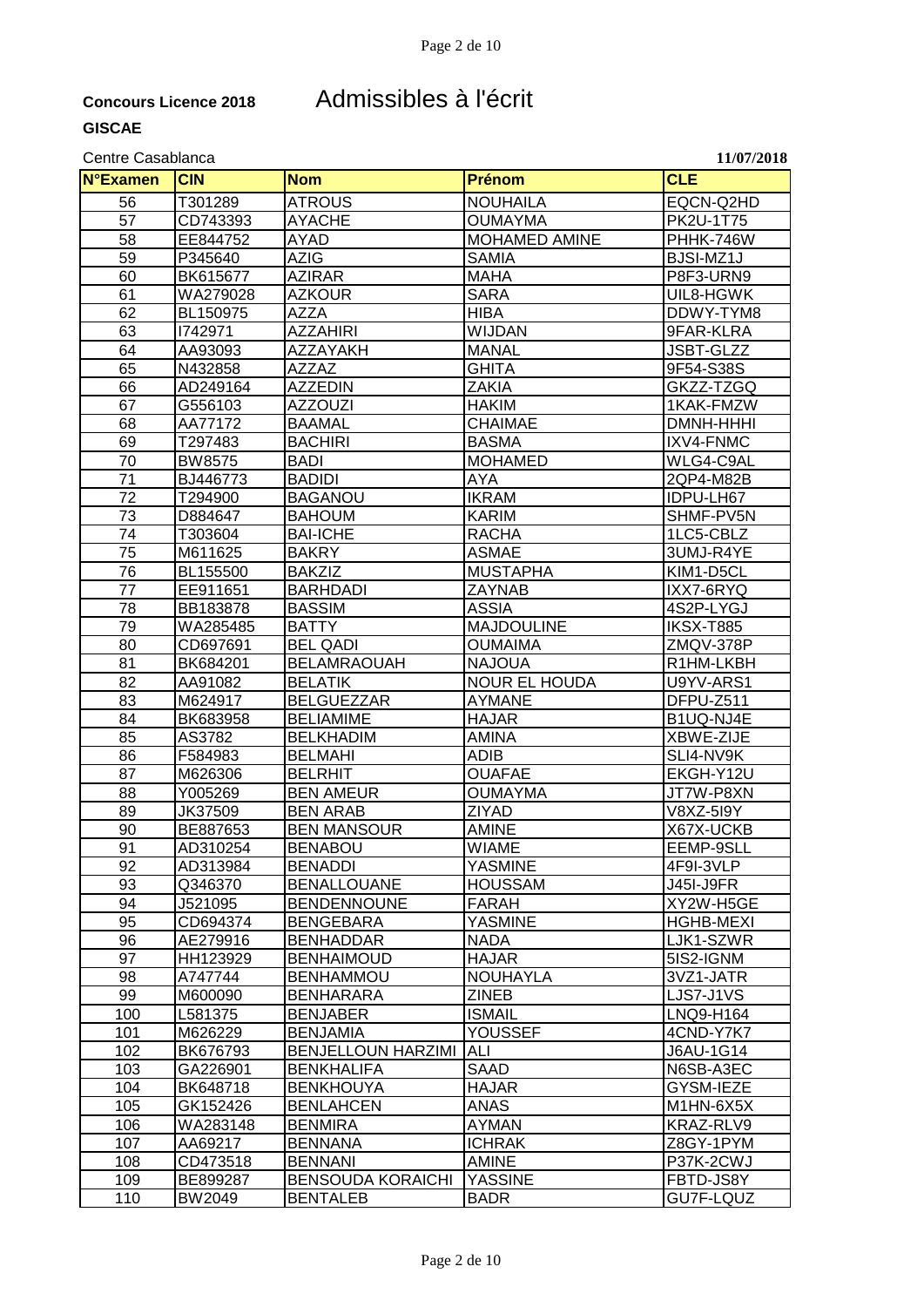**Concours Licence 2018**

# Admissibles à l'écrit

**GISCAE**

Centre Casablanca **11/07/2018**

| N°Examen | CIN | Nom | Prénom | CLE |
|---|---|---|---|---|
| 56 | T301289 | ATROUS | NOUHAILA | EQCN-Q2HD |
| 57 | CD743393 | AYACHE | OUMAYMA | PK2U-1T75 |
| 58 | EE844752 | AYAD | MOHAMED AMINE | PHHK-746W |
| 59 | P345640 | AZIG | SAMIA | BJSI-MZ1J |
| 60 | BK615677 | AZIRAR | MAHA | P8F3-URN9 |
| 61 | WA279028 | AZKOUR | SARA | UIL8-HGWK |
| 62 | BL150975 | AZZA | HIBA | DDWY-TYM8 |
| 63 | I742971 | AZZAHIRI | WIJDAN | 9FAR-KLRA |
| 64 | AA93093 | AZZAYAKH | MANAL | JSBT-GLZZ |
| 65 | N432858 | AZZAZ | GHITA | 9F54-S38S |
| 66 | AD249164 | AZZEDIN | ZAKIA | GKZZ-TZGQ |
| 67 | G556103 | AZZOUZI | HAKIM | 1KAK-FMZW |
| 68 | AA77172 | BAAMAL | CHAIMAE | DMNH-HHHI |
| 69 | T297483 | BACHIRI | BASMA | IXV4-FNMC |
| 70 | BW8575 | BADI | MOHAMED | WLG4-C9AL |
| 71 | BJ446773 | BADIDI | AYA | 2QP4-M82B |
| 72 | T294900 | BAGANOU | IKRAM | IDPU-LH67 |
| 73 | D884647 | BAHOUM | KARIM | SHMF-PV5N |
| 74 | T303604 | BAI-ICHE | RACHA | 1LC5-CBLZ |
| 75 | M611625 | BAKRY | ASMAE | 3UMJ-R4YE |
| 76 | BL155500 | BAKZIZ | MUSTAPHA | KIM1-D5CL |
| 77 | EE911651 | BARHDADI | ZAYNAB | IXX7-6RYQ |
| 78 | BB183878 | BASSIM | ASSIA | 4S2P-LYGJ |
| 79 | WA285485 | BATTY | MAJDOULINE | IKSX-T885 |
| 80 | CD697691 | BEL QADI | OUMAIMA | ZMQV-378P |
| 81 | BK684201 | BELAMRAOUAH | NAJOUA | R1HM-LKBH |
| 82 | AA91082 | BELATIK | NOUR EL HOUDA | U9YV-ARS1 |
| 83 | M624917 | BELGUEZZAR | AYMANE | DFPU-Z511 |
| 84 | BK683958 | BELIAMIME | HAJAR | B1UQ-NJ4E |
| 85 | AS3782 | BELKHADIM | AMINA | XBWE-ZIJE |
| 86 | F584983 | BELMAHI | ADIB | SLI4-NV9K |
| 87 | M626306 | BELRHIT | OUAFAE | EKGH-Y12U |
| 88 | Y005269 | BEN AMEUR | OUMAYMA | JT7W-P8XN |
| 89 | JK37509 | BEN ARAB | ZIYAD | V8XZ-5I9Y |
| 90 | BE887653 | BEN MANSOUR | AMINE | X67X-UCKB |
| 91 | AD310254 | BENABOU | WIAME | EEMP-9SLL |
| 92 | AD313984 | BENADDI | YASMINE | 4F9I-3VLP |
| 93 | Q346370 | BENALLOUANE | HOUSSAM | J45I-J9FR |
| 94 | J521095 | BENDENNOUNE | FARAH | XY2W-H5GE |
| 95 | CD694374 | BENGEBARA | YASMINE | HGHB-MEXI |
| 96 | AE279916 | BENHADDAR | NADA | LJK1-SZWR |
| 97 | HH123929 | BENHAIMOUD | HAJAR | 5IS2-IGNM |
| 98 | A747744 | BENHAMMOU | NOUHAYLA | 3VZ1-JATR |
| 99 | M600090 | BENHARARA | ZINEB | LJS7-J1VS |
| 100 | L581375 | BENJABER | ISMAIL | LNQ9-H164 |
| 101 | M626229 | BENJAMIA | YOUSSEF | 4CND-Y7K7 |
| 102 | BK676793 | BENJELLOUN HARZIMI | ALI | J6AU-1G14 |
| 103 | GA226901 | BENKHALIFA | SAAD | N6SB-A3EC |
| 104 | BK648718 | BENKHOUYA | HAJAR | GYSM-IEZE |
| 105 | GK152426 | BENLAHCEN | ANAS | M1HN-6X5X |
| 106 | WA283148 | BENMIRA | AYMAN | KRAZ-RLV9 |
| 107 | AA69217 | BENNANA | ICHRAK | Z8GY-1PYM |
| 108 | CD473518 | BENNANI | AMINE | P37K-2CWJ |
| 109 | BE899287 | BENSOUDA KORAICHI | YASSINE | FBTD-JS8Y |
| 110 | BW2049 | BENTALEB | BADR | GU7F-LQUZ |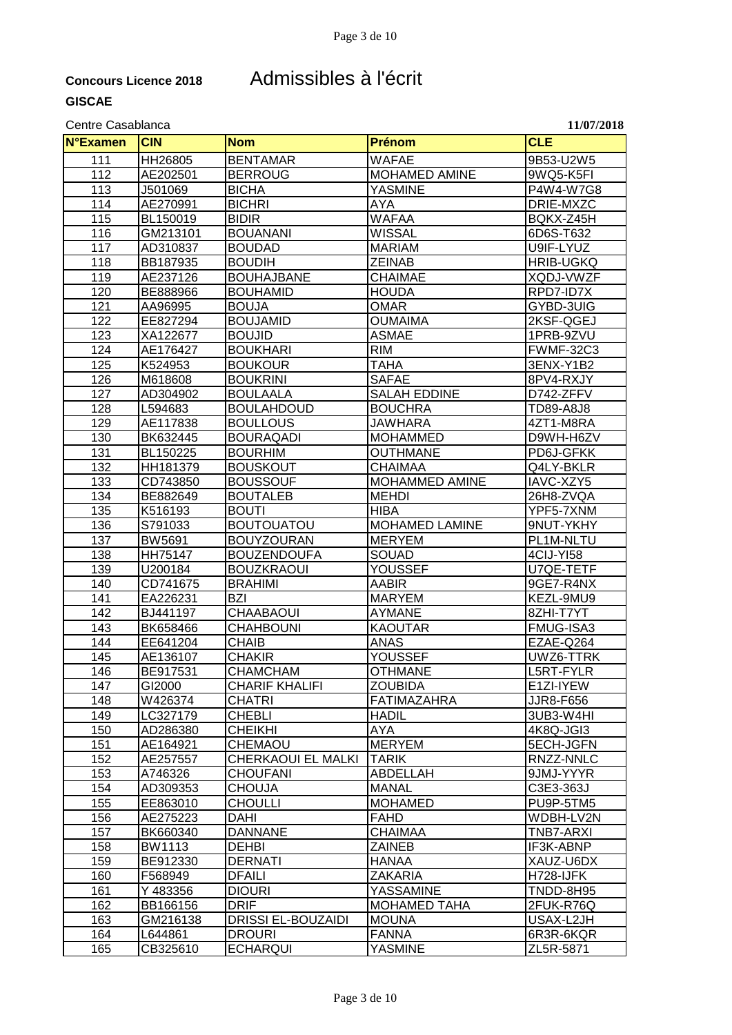**Concours Licence 2018** Admissibles à l'écrit

**GISCAE**

Centre Casablanca **11/07/2018**

| N°Examen | CIN | Nom | Prénom | CLE |
|---|---|---|---|---|
| 111 | HH26805 | BENTAMAR | WAFAE | 9B53-U2W5 |
| 112 | AE202501 | BERROUG | MOHAMED AMINE | 9WQ5-K5FI |
| 113 | J501069 | BICHA | YASMINE | P4W4-W7G8 |
| 114 | AE270991 | BICHRI | AYA | DRIE-MXZC |
| 115 | BL150019 | BIDIR | WAFAA | BQKX-Z45H |
| 116 | GM213101 | BOUANANI | WISSAL | 6D6S-T632 |
| 117 | AD310837 | BOUDAD | MARIAM | U9IF-LYUZ |
| 118 | BB187935 | BOUDIH | ZEINAB | HRIB-UGKQ |
| 119 | AE237126 | BOUHAJBANE | CHAIMAE | XQDJ-VWZF |
| 120 | BE888966 | BOUHAMID | HOUDA | RPD7-ID7X |
| 121 | AA96995 | BOUJA | OMAR | GYBD-3UIG |
| 122 | EE827294 | BOUJAMID | OUMAIMA | 2KSF-QGEJ |
| 123 | XA122677 | BOUJID | ASMAE | 1PRB-9ZVU |
| 124 | AE176427 | BOUKHARI | RIM | FWMF-32C3 |
| 125 | K524953 | BOUKOUR | TAHA | 3ENX-Y1B2 |
| 126 | M618608 | BOUKRINI | SAFAE | 8PV4-RXJY |
| 127 | AD304902 | BOULAALA | SALAH EDDINE | D742-ZFFV |
| 128 | L594683 | BOULAHDOUD | BOUCHRA | TD89-A8J8 |
| 129 | AE117838 | BOULLOUS | JAWHARA | 4ZT1-M8RA |
| 130 | BK632445 | BOURAQADI | MOHAMMED | D9WH-H6ZV |
| 131 | BL150225 | BOURHIM | OUTHMANE | PD6J-GFKK |
| 132 | HH181379 | BOUSKOUT | CHAIMAA | Q4LY-BKLR |
| 133 | CD743850 | BOUSSOUF | MOHAMMED AMINE | IAVC-XZY5 |
| 134 | BE882649 | BOUTALEB | MEHDI | 26H8-ZVQA |
| 135 | K516193 | BOUTI | HIBA | YPF5-7XNM |
| 136 | S791033 | BOUTOUATOU | MOHAMED LAMINE | 9NUT-YKHY |
| 137 | BW5691 | BOUYZOURAN | MERYEM | PL1M-NLTU |
| 138 | HH75147 | BOUZENDOUFA | SOUAD | 4CIJ-YI58 |
| 139 | U200184 | BOUZKRAOUI | YOUSSEF | U7QE-TETF |
| 140 | CD741675 | BRAHIMI | AABIR | 9GE7-R4NX |
| 141 | EA226231 | BZI | MARYEM | KEZL-9MU9 |
| 142 | BJ441197 | CHAABAOUI | AYMANE | 8ZHI-T7YT |
| 143 | BK658466 | CHAHBOUNI | KAOUTAR | FMUG-ISA3 |
| 144 | EE641204 | CHAIB | ANAS | EZAE-Q264 |
| 145 | AE136107 | CHAKIR | YOUSSEF | UWZ6-TTRK |
| 146 | BE917531 | CHAMCHAM | OTHMANE | L5RT-FYLR |
| 147 | GI2000 | CHARIF KHALIFI | ZOUBIDA | E1ZI-IYEW |
| 148 | W426374 | CHATRI | FATIMAZAHRA | JJR8-F656 |
| 149 | LC327179 | CHEBLI | HADIL | 3UB3-W4HI |
| 150 | AD286380 | CHEIKHI | AYA | 4K8Q-JGI3 |
| 151 | AE164921 | CHEMAOU | MERYEM | 5ECH-JGFN |
| 152 | AE257557 | CHERKAOUI EL MALKI | TARIK | RNZZ-NNLC |
| 153 | A746326 | CHOUFANI | ABDELLAH | 9JMJ-YYYR |
| 154 | AD309353 | CHOUJA | MANAL | C3E3-363J |
| 155 | EE863010 | CHOULLI | MOHAMED | PU9P-5TM5 |
| 156 | AE275223 | DAHI | FAHD | WDBH-LV2N |
| 157 | BK660340 | DANNANE | CHAIMAA | TNB7-ARXI |
| 158 | BW1113 | DEHBI | ZAINEB | IF3K-ABNP |
| 159 | BE912330 | DERNATI | HANAA | XAUZ-U6DX |
| 160 | F568949 | DFAILI | ZAKARIA | H728-IJFK |
| 161 | Y 483356 | DIOURI | YASSAMINE | TNDD-8H95 |
| 162 | BB166156 | DRIF | MOHAMED TAHA | 2FUK-R76Q |
| 163 | GM216138 | DRISSI EL-BOUZAIDI | MOUNA | USAX-L2JH |
| 164 | L644861 | DROURI | FANNA | 6R3R-6KQR |
| 165 | CB325610 | ECHARQUI | YASMINE | ZL5R-5871 |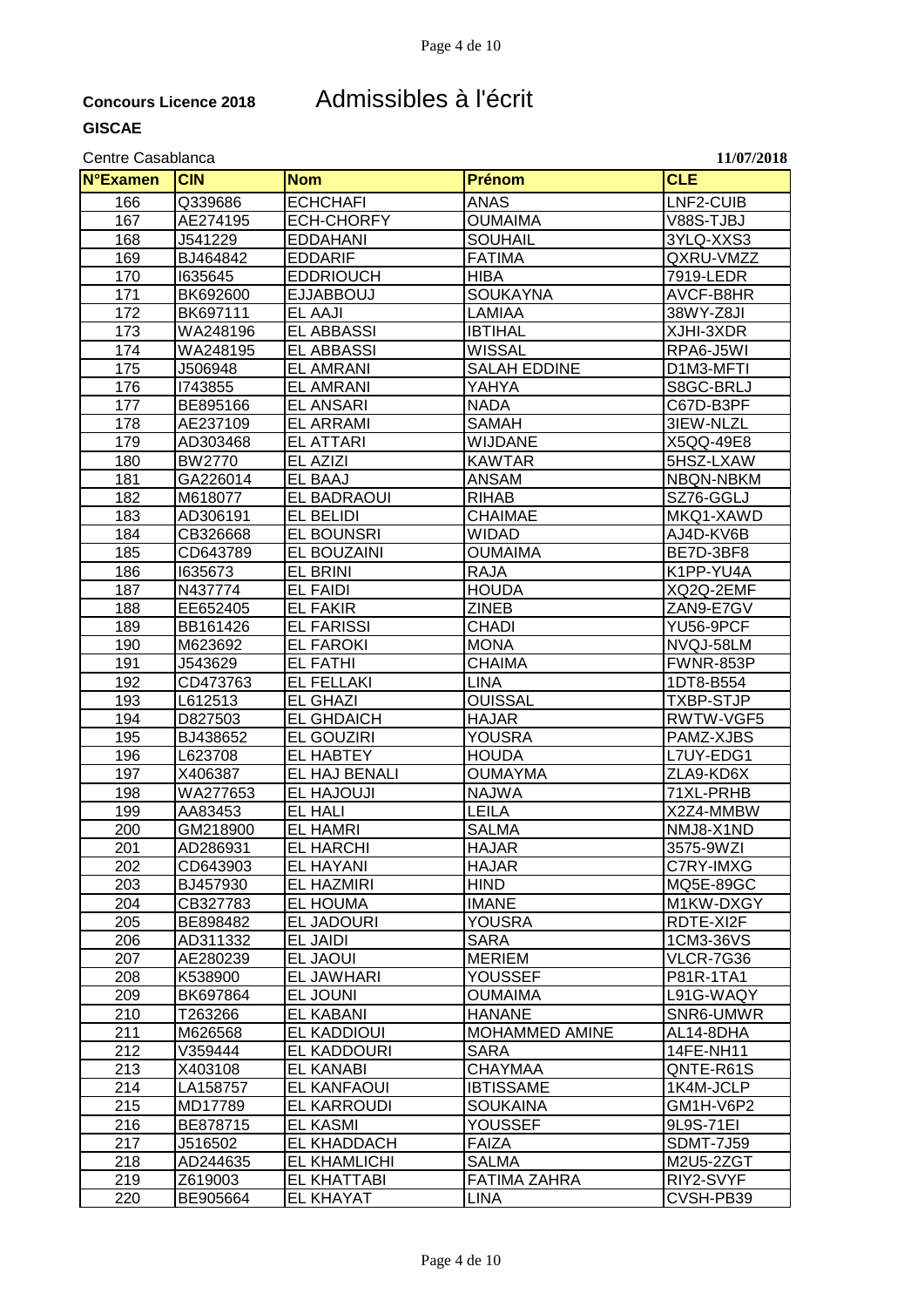**Concours Licence 2018** Admissibles à l'écrit

**GISCAE**

Centre Casablanca **11/07/2018**

| N°Examen | CIN | Nom | Prénom | CLE |
|---|---|---|---|---|
| 166 | Q339686 | ECHCHAFI | ANAS | LNF2-CUIB |
| 167 | AE274195 | ECH-CHORFY | OUMAIMA | V88S-TJBJ |
| 168 | J541229 | EDDAHANI | SOUHAIL | 3YLQ-XXS3 |
| 169 | BJ464842 | EDDARIF | FATIMA | QXRU-VMZZ |
| 170 | I635645 | EDDRIOUCH | HIBA | 7919-LEDR |
| 171 | BK692600 | EJJABBOUJ | SOUKAYNA | AVCF-B8HR |
| 172 | BK697111 | EL AAJI | LAMIAA | 38WY-Z8JI |
| 173 | WA248196 | EL ABBASSI | IBTIHAL | XJHI-3XDR |
| 174 | WA248195 | EL ABBASSI | WISSAL | RPA6-J5WI |
| 175 | J506948 | EL AMRANI | SALAH EDDINE | D1M3-MFTI |
| 176 | I743855 | EL AMRANI | YAHYA | S8GC-BRLJ |
| 177 | BE895166 | EL ANSARI | NADA | C67D-B3PF |
| 178 | AE237109 | EL ARRAMI | SAMAH | 3IEW-NLZL |
| 179 | AD303468 | EL ATTARI | WIJDANE | X5QQ-49E8 |
| 180 | BW2770 | EL AZIZI | KAWTAR | 5HSZ-LXAW |
| 181 | GA226014 | EL BAAJ | ANSAM | NBQN-NBKM |
| 182 | M618077 | EL BADRAOUI | RIHAB | SZ76-GGLJ |
| 183 | AD306191 | EL BELIDI | CHAIMAE | MKQ1-XAWD |
| 184 | CB326668 | EL BOUNSRI | WIDAD | AJ4D-KV6B |
| 185 | CD643789 | EL BOUZAINI | OUMAIMA | BE7D-3BF8 |
| 186 | I635673 | EL BRINI | RAJA | K1PP-YU4A |
| 187 | N437774 | EL FAIDI | HOUDA | XQ2Q-2EMF |
| 188 | EE652405 | EL FAKIR | ZINEB | ZAN9-E7GV |
| 189 | BB161426 | EL FARISSI | CHADI | YU56-9PCF |
| 190 | M623692 | EL FAROKI | MONA | NVQJ-58LM |
| 191 | J543629 | EL FATHI | CHAIMA | FWNR-853P |
| 192 | CD473763 | EL FELLAKI | LINA | 1DT8-B554 |
| 193 | L612513 | EL GHAZI | OUISSAL | TXBP-STJP |
| 194 | D827503 | EL GHDAICH | HAJAR | RWTW-VGF5 |
| 195 | BJ438652 | EL GOUZIRI | YOUSRA | PAMZ-XJBS |
| 196 | L623708 | EL HABTEY | HOUDA | L7UY-EDG1 |
| 197 | X406387 | EL HAJ BENALI | OUMAYMA | ZLA9-KD6X |
| 198 | WA277653 | EL HAJOUJI | NAJWA | 71XL-PRHB |
| 199 | AA83453 | EL HALI | LEILA | X2Z4-MMBW |
| 200 | GM218900 | EL HAMRI | SALMA | NMJ8-X1ND |
| 201 | AD286931 | EL HARCHI | HAJAR | 3575-9WZI |
| 202 | CD643903 | EL HAYANI | HAJAR | C7RY-IMXG |
| 203 | BJ457930 | EL HAZMIRI | HIND | MQ5E-89GC |
| 204 | CB327783 | EL HOUMA | IMANE | M1KW-DXGY |
| 205 | BE898482 | EL JADOURI | YOUSRA | RDTE-XI2F |
| 206 | AD311332 | EL JAIDI | SARA | 1CM3-36VS |
| 207 | AE280239 | EL JAOUI | MERIEM | VLCR-7G36 |
| 208 | K538900 | EL JAWHARI | YOUSSEF | P81R-1TA1 |
| 209 | BK697864 | EL JOUNI | OUMAIMA | L91G-WAQY |
| 210 | T263266 | EL KABANI | HANANE | SNR6-UMWR |
| 211 | M626568 | EL KADDIOUI | MOHAMMED AMINE | AL14-8DHA |
| 212 | V359444 | EL KADDOURI | SARA | 14FE-NH11 |
| 213 | X403108 | EL KANABI | CHAYMAA | QNTE-R61S |
| 214 | LA158757 | EL KANFAOUI | IBTISSAME | 1K4M-JCLP |
| 215 | MD17789 | EL KARROUDI | SOUKAINA | GM1H-V6P2 |
| 216 | BE878715 | EL KASMI | YOUSSEF | 9L9S-71EI |
| 217 | J516502 | EL KHADDACH | FAIZA | SDMT-7J59 |
| 218 | AD244635 | EL KHAMLICHI | SALMA | M2U5-2ZGT |
| 219 | Z619003 | EL KHATTABI | FATIMA ZAHRA | RIY2-SVYF |
| 220 | BE905664 | EL KHAYAT | LINA | CVSH-PB39 |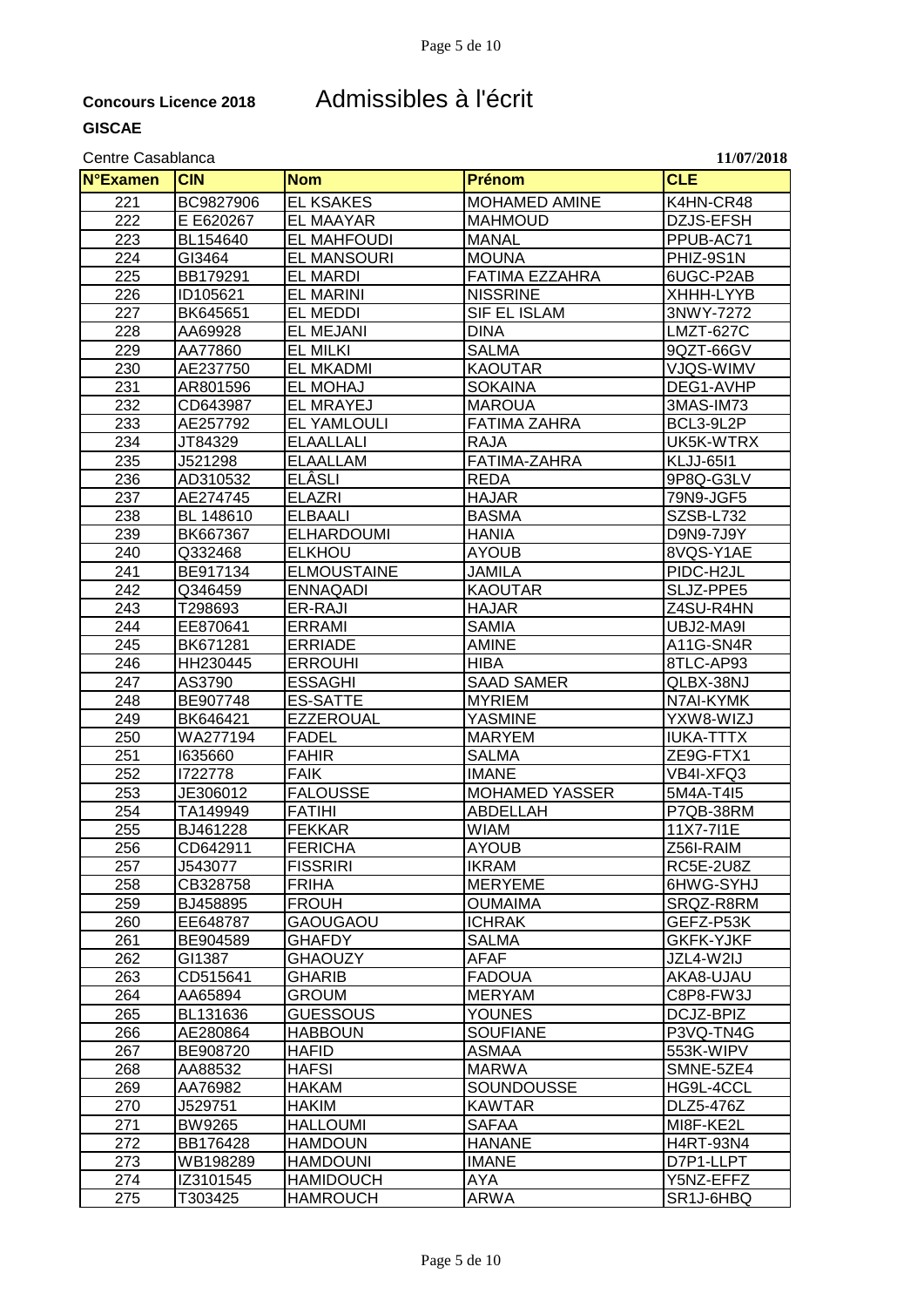**Concours Licence 2018**

# Admissibles à l'écrit

**GISCAE**

Centre Casablanca

**11/07/2018**

| N°Examen | CIN | Nom | Prénom | CLE |
|---|---|---|---|---|
| 221 | BC9827906 | EL KSAKES | MOHAMED AMINE | K4HN-CR48 |
| 222 | E E620267 | EL MAAYAR | MAHMOUD | DZJS-EFSH |
| 223 | BL154640 | EL MAHFOUDI | MANAL | PPUB-AC71 |
| 224 | GI3464 | EL MANSOURI | MOUNA | PHIZ-9S1N |
| 225 | BB179291 | EL MARDI | FATIMA EZZAHRA | 6UGC-P2AB |
| 226 | ID105621 | EL MARINI | NISSRINE | XHHH-LYYB |
| 227 | BK645651 | EL MEDDI | SIF EL ISLAM | 3NWY-7272 |
| 228 | AA69928 | EL MEJANI | DINA | LMZT-627C |
| 229 | AA77860 | EL MILKI | SALMA | 9QZT-66GV |
| 230 | AE237750 | EL MKADMI | KAOUTAR | VJQS-WIMV |
| 231 | AR801596 | EL MOHAJ | SOKAINA | DEG1-AVHP |
| 232 | CD643987 | EL MRAYEJ | MAROUA | 3MAS-IM73 |
| 233 | AE257792 | EL YAMLOULI | FATIMA ZAHRA | BCL3-9L2P |
| 234 | JT84329 | ELAALLALI | RAJA | UK5K-WTRX |
| 235 | J521298 | ELAALLAM | FATIMA-ZAHRA | KLJJ-65I1 |
| 236 | AD310532 | ELÂSLI | REDA | 9P8Q-G3LV |
| 237 | AE274745 | ELAZRI | HAJAR | 79N9-JGF5 |
| 238 | BL 148610 | ELBAALI | BASMA | SZSB-L732 |
| 239 | BK667367 | ELHARDOUMI | HANIA | D9N9-7J9Y |
| 240 | Q332468 | ELKHOU | AYOUB | 8VQS-Y1AE |
| 241 | BE917134 | ELMOUSTAINE | JAMILA | PIDC-H2JL |
| 242 | Q346459 | ENNAQADI | KAOUTAR | SLJZ-PPE5 |
| 243 | T298693 | ER-RAJI | HAJAR | Z4SU-R4HN |
| 244 | EE870641 | ERRAMI | SAMIA | UBJ2-MA9I |
| 245 | BK671281 | ERRIADE | AMINE | A11G-SN4R |
| 246 | HH230445 | ERROUHI | HIBA | 8TLC-AP93 |
| 247 | AS3790 | ESSAGHI | SAAD SAMER | QLBX-38NJ |
| 248 | BE907748 | ES-SATTE | MYRIEM | N7AI-KYMK |
| 249 | BK646421 | EZZEROUAL | YASMINE | YXW8-WIZJ |
| 250 | WA277194 | FADEL | MARYEM | IUKA-TTTX |
| 251 | I635660 | FAHIR | SALMA | ZE9G-FTX1 |
| 252 | I722778 | FAIK | IMANE | VB4I-XFQ3 |
| 253 | JE306012 | FALOUSSE | MOHAMED YASSER | 5M4A-T4I5 |
| 254 | TA149949 | FATIHI | ABDELLAH | P7QB-38RM |
| 255 | BJ461228 | FEKKAR | WIAM | 11X7-7I1E |
| 256 | CD642911 | FERICHA | AYOUB | Z56I-RAIM |
| 257 | J543077 | FISSRIRI | IKRAM | RC5E-2U8Z |
| 258 | CB328758 | FRIHA | MERYEME | 6HWG-SYHJ |
| 259 | BJ458895 | FROUH | OUMAIMA | SRQZ-R8RM |
| 260 | EE648787 | GAOUGAOU | ICHRAK | GEFZ-P53K |
| 261 | BE904589 | GHAFDY | SALMA | GKFK-YJKF |
| 262 | GI1387 | GHAOUZY | AFAF | JZL4-W2IJ |
| 263 | CD515641 | GHARIB | FADOUA | AKA8-UJAU |
| 264 | AA65894 | GROUM | MERYAM | C8P8-FW3J |
| 265 | BL131636 | GUESSOUS | YOUNES | DCJZ-BPIZ |
| 266 | AE280864 | HABBOUN | SOUFIANE | P3VQ-TN4G |
| 267 | BE908720 | HAFID | ASMAA | 553K-WIPV |
| 268 | AA88532 | HAFSI | MARWA | SMNE-5ZE4 |
| 269 | AA76982 | HAKAM | SOUNDOUSSE | HG9L-4CCL |
| 270 | J529751 | HAKIM | KAWTAR | DLZ5-476Z |
| 271 | BW9265 | HALLOUMI | SAFAA | MI8F-KE2L |
| 272 | BB176428 | HAMDOUN | HANANE | H4RT-93N4 |
| 273 | WB198289 | HAMDOUNI | IMANE | D7P1-LLPT |
| 274 | IZ3101545 | HAMIDOUCH | AYA | Y5NZ-EFFZ |
| 275 | T303425 | HAMROUCH | ARWA | SR1J-6HBQ |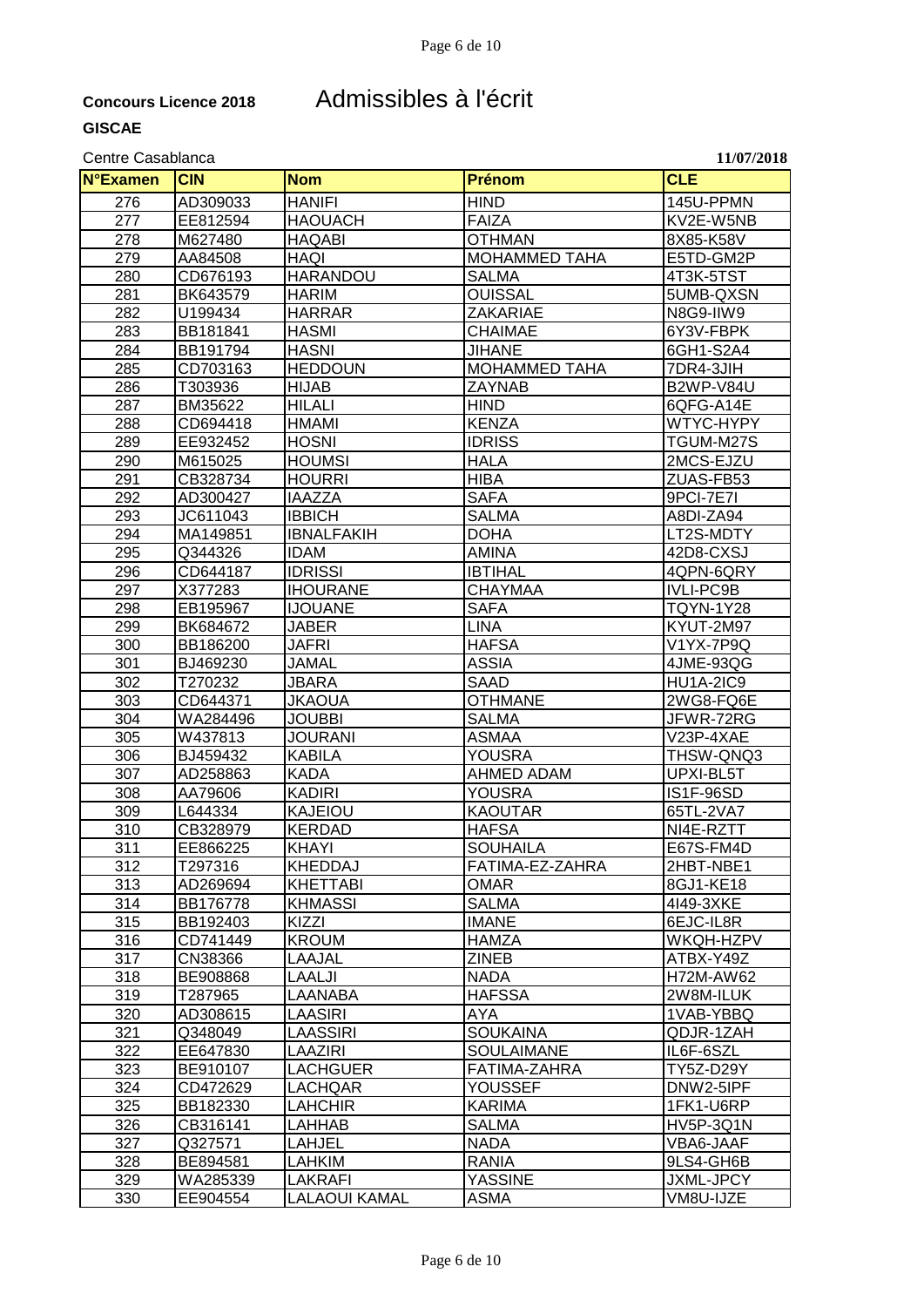**Concours Licence 2018** Admissibles à l'écrit

**GISCAE**

Centre Casablanca **11/07/2018**

| N°Examen | CIN | Nom | Prénom | CLE |
|---|---|---|---|---|
| 276 | AD309033 | HANIFI | HIND | 145U-PPMN |
| 277 | EE812594 | HAOUACH | FAIZA | KV2E-W5NB |
| 278 | M627480 | HAQABI | OTHMAN | 8X85-K58V |
| 279 | AA84508 | HAQI | MOHAMMED TAHA | E5TD-GM2P |
| 280 | CD676193 | HARANDOU | SALMA | 4T3K-5TST |
| 281 | BK643579 | HARIM | OUISSAL | 5UMB-QXSN |
| 282 | U199434 | HARRAR | ZAKARIAE | N8G9-IIW9 |
| 283 | BB181841 | HASMI | CHAIMAE | 6Y3V-FBPK |
| 284 | BB191794 | HASNI | JIHANE | 6GH1-S2A4 |
| 285 | CD703163 | HEDDOUN | MOHAMMED TAHA | 7DR4-3JIH |
| 286 | T303936 | HIJAB | ZAYNAB | B2WP-V84U |
| 287 | BM35622 | HILALI | HIND | 6QFG-A14E |
| 288 | CD694418 | HMAMI | KENZA | WTYC-HYPY |
| 289 | EE932452 | HOSNI | IDRISS | TGUM-M27S |
| 290 | M615025 | HOUMSI | HALA | 2MCS-EJZU |
| 291 | CB328734 | HOURRI | HIBA | ZUAS-FB53 |
| 292 | AD300427 | IAAZZA | SAFA | 9PCI-7E7I |
| 293 | JC611043 | IBBICH | SALMA | A8DI-ZA94 |
| 294 | MA149851 | IBNALFAKIH | DOHA | LT2S-MDTY |
| 295 | Q344326 | IDAM | AMINA | 42D8-CXSJ |
| 296 | CD644187 | IDRISSI | IBTIHAL | 4QPN-6QRY |
| 297 | X377283 | IHOURANE | CHAYMAA | IVLI-PC9B |
| 298 | EB195967 | IJOUANE | SAFA | TQYN-1Y28 |
| 299 | BK684672 | JABER | LINA | KYUT-2M97 |
| 300 | BB186200 | JAFRI | HAFSA | V1YX-7P9Q |
| 301 | BJ469230 | JAMAL | ASSIA | 4JME-93QG |
| 302 | T270232 | JBARA | SAAD | HU1A-2IC9 |
| 303 | CD644371 | JKAOUA | OTHMANE | 2WG8-FQ6E |
| 304 | WA284496 | JOUBBI | SALMA | JFWR-72RG |
| 305 | W437813 | JOURANI | ASMAA | V23P-4XAE |
| 306 | BJ459432 | KABILA | YOUSRA | THSW-QNQ3 |
| 307 | AD258863 | KADA | AHMED ADAM | UPXI-BL5T |
| 308 | AA79606 | KADIRI | YOUSRA | IS1F-96SD |
| 309 | L644334 | KAJEIOU | KAOUTAR | 65TL-2VA7 |
| 310 | CB328979 | KERDAD | HAFSA | NI4E-RZTT |
| 311 | EE866225 | KHAYI | SOUHAILA | E67S-FM4D |
| 312 | T297316 | KHEDDAJ | FATIMA-EZ-ZAHRA | 2HBT-NBE1 |
| 313 | AD269694 | KHETTABI | OMAR | 8GJ1-KE18 |
| 314 | BB176778 | KHMASSI | SALMA | 4I49-3XKE |
| 315 | BB192403 | KIZZI | IMANE | 6EJC-IL8R |
| 316 | CD741449 | KROUM | HAMZA | WKQH-HZPV |
| 317 | CN38366 | LAAJAL | ZINEB | ATBX-Y49Z |
| 318 | BE908868 | LAALJI | NADA | H72M-AW62 |
| 319 | T287965 | LAANABA | HAFSSA | 2W8M-ILUK |
| 320 | AD308615 | LAASIRI | AYA | 1VAB-YBBQ |
| 321 | Q348049 | LAASSIRI | SOUKAINA | QDJR-1ZAH |
| 322 | EE647830 | LAAZIRI | SOULAIMANE | IL6F-6SZL |
| 323 | BE910107 | LACHGUER | FATIMA-ZAHRA | TY5Z-D29Y |
| 324 | CD472629 | LACHQAR | YOUSSEF | DNW2-5IPF |
| 325 | BB182330 | LAHCHIR | KARIMA | 1FK1-U6RP |
| 326 | CB316141 | LAHHAB | SALMA | HV5P-3Q1N |
| 327 | Q327571 | LAHJEL | NADA | VBA6-JAAF |
| 328 | BE894581 | LAHKIM | RANIA | 9LS4-GH6B |
| 329 | WA285339 | LAKRAFI | YASSINE | JXML-JPCY |
| 330 | EE904554 | LALAOUI KAMAL | ASMA | VM8U-IJZE |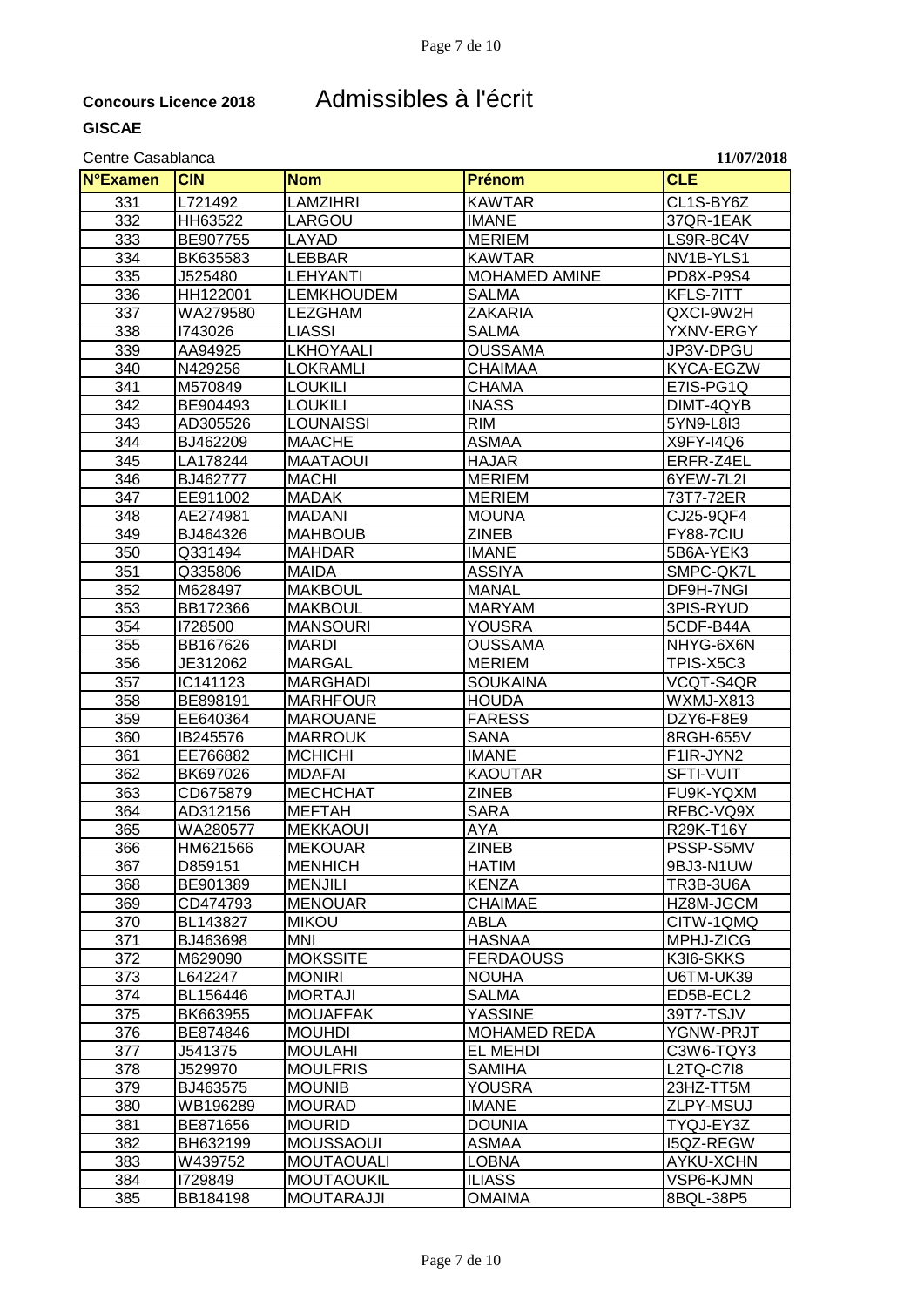**Concours Licence 2018** Admissibles à l'écrit

**GISCAE**

Centre Casablanca **11/07/2018**

| N°Examen | CIN | Nom | Prénom | CLE |
|---|---|---|---|---|
| 331 | L721492 | LAMZIHRI | KAWTAR | CL1S-BY6Z |
| 332 | HH63522 | LARGOU | IMANE | 37QR-1EAK |
| 333 | BE907755 | LAYAD | MERIEM | LS9R-8C4V |
| 334 | BK635583 | LEBBAR | KAWTAR | NV1B-YLS1 |
| 335 | J525480 | LEHYANTI | MOHAMED AMINE | PD8X-P9S4 |
| 336 | HH122001 | LEMKHOUDEM | SALMA | KFLS-7ITT |
| 337 | WA279580 | LEZGHAM | ZAKARIA | QXCI-9W2H |
| 338 | I743026 | LIASSI | SALMA | YXNV-ERGY |
| 339 | AA94925 | LKHOYAALI | OUSSAMA | JP3V-DPGU |
| 340 | N429256 | LOKRAMLI | CHAIMAA | KYCA-EGZW |
| 341 | M570849 | LOUKILI | CHAMA | E7IS-PG1Q |
| 342 | BE904493 | LOUKILI | INASS | DIMT-4QYB |
| 343 | AD305526 | LOUNAISSI | RIM | 5YN9-L8I3 |
| 344 | BJ462209 | MAACHE | ASMAA | X9FY-I4Q6 |
| 345 | LA178244 | MAATAOUI | HAJAR | ERFR-Z4EL |
| 346 | BJ462777 | MACHI | MERIEM | 6YEW-7L2I |
| 347 | EE911002 | MADAK | MERIEM | 73T7-72ER |
| 348 | AE274981 | MADANI | MOUNA | CJ25-9QF4 |
| 349 | BJ464326 | MAHBOUB | ZINEB | FY88-7CIU |
| 350 | Q331494 | MAHDAR | IMANE | 5B6A-YEK3 |
| 351 | Q335806 | MAIDA | ASSIYA | SMPC-QK7L |
| 352 | M628497 | MAKBOUL | MANAL | DF9H-7NGI |
| 353 | BB172366 | MAKBOUL | MARYAM | 3PIS-RYUD |
| 354 | I728500 | MANSOURI | YOUSRA | 5CDF-B44A |
| 355 | BB167626 | MARDI | OUSSAMA | NHYG-6X6N |
| 356 | JE312062 | MARGAL | MERIEM | TPIS-X5C3 |
| 357 | IC141123 | MARGHADI | SOUKAINA | VCQT-S4QR |
| 358 | BE898191 | MARHFOUR | HOUDA | WXMJ-X813 |
| 359 | EE640364 | MAROUANE | FARESS | DZY6-F8E9 |
| 360 | IB245576 | MARROUK | SANA | 8RGH-655V |
| 361 | EE766882 | MCHICHI | IMANE | F1IR-JYN2 |
| 362 | BK697026 | MDAFAI | KAOUTAR | SFTI-VUIT |
| 363 | CD675879 | MECHCHAT | ZINEB | FU9K-YQXM |
| 364 | AD312156 | MEFTAH | SARA | RFBC-VQ9X |
| 365 | WA280577 | MEKKAOUI | AYA | R29K-T16Y |
| 366 | HM621566 | MEKOUAR | ZINEB | PSSP-S5MV |
| 367 | D859151 | MENHICH | HATIM | 9BJ3-N1UW |
| 368 | BE901389 | MENJILI | KENZA | TR3B-3U6A |
| 369 | CD474793 | MENOUAR | CHAIMAE | HZ8M-JGCM |
| 370 | BL143827 | MIKOU | ABLA | CITW-1QMQ |
| 371 | BJ463698 | MNI | HASNAA | MPHJ-ZICG |
| 372 | M629090 | MOKSSITE | FERDAOUSS | K3I6-SKKS |
| 373 | L642247 | MONIRI | NOUHA | U6TM-UK39 |
| 374 | BL156446 | MORTAJI | SALMA | ED5B-ECL2 |
| 375 | BK663955 | MOUAFFAK | YASSINE | 39T7-TSJV |
| 376 | BE874846 | MOUHDI | MOHAMED REDA | YGNW-PRJT |
| 377 | J541375 | MOULAHI | EL MEHDI | C3W6-TQY3 |
| 378 | J529970 | MOULFRIS | SAMIHA | L2TQ-C7I8 |
| 379 | BJ463575 | MOUNIB | YOUSRA | 23HZ-TT5M |
| 380 | WB196289 | MOURAD | IMANE | ZLPY-MSUJ |
| 381 | BE871656 | MOURID | DOUNIA | TYQJ-EY3Z |
| 382 | BH632199 | MOUSSAOUI | ASMAA | I5QZ-REGW |
| 383 | W439752 | MOUTAOUALI | LOBNA | AYKU-XCHN |
| 384 | I729849 | MOUTAOUKIL | ILIASS | VSP6-KJMN |
| 385 | BB184198 | MOUTARAJJI | OMAIMA | 8BQL-38P5 |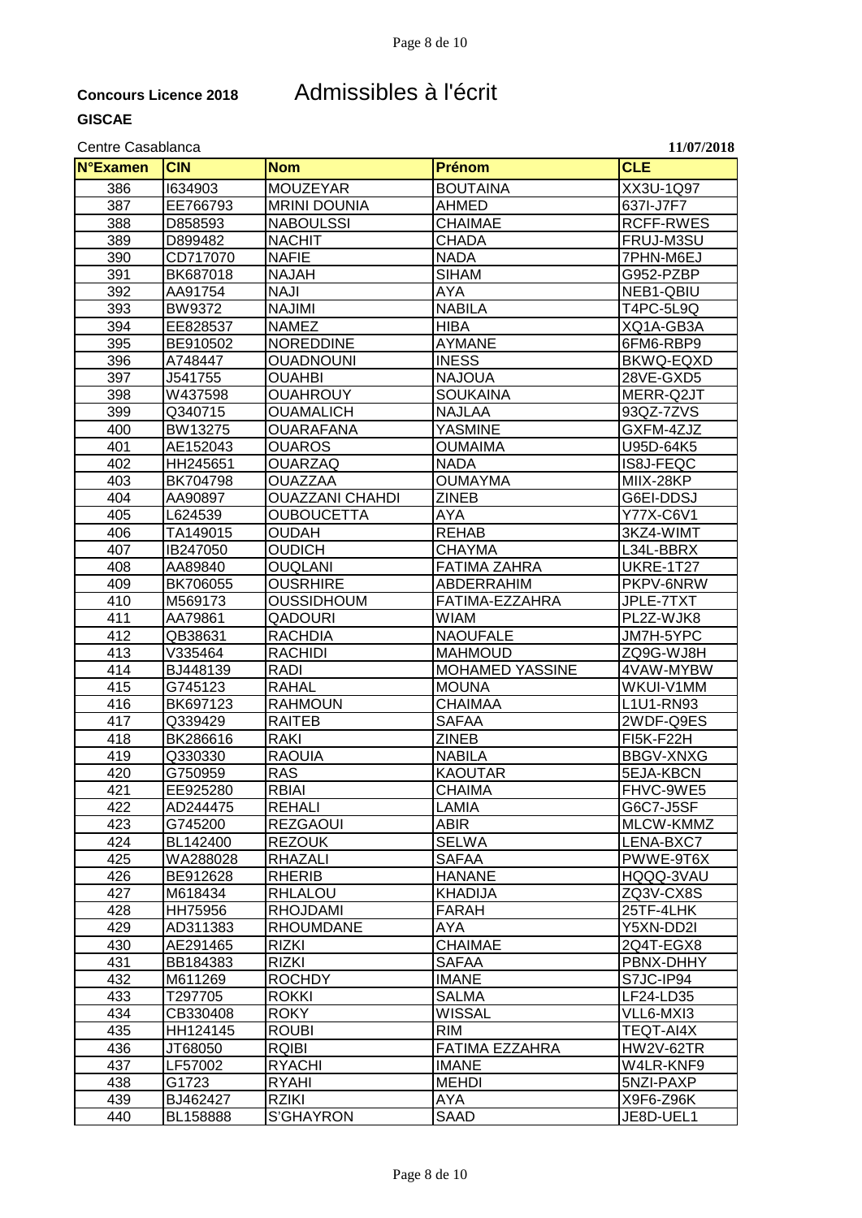**Concours Licence 2018** Admissibles à l'écrit

**GISCAE**

Centre Casablanca **11/07/2018**

| N°Examen | CIN | Nom | Prénom | CLE |
|---|---|---|---|---|
| 386 | I634903 | MOUZEYAR | BOUTAINA | XX3U-1Q97 |
| 387 | EE766793 | MRINI DOUNIA | AHMED | 637I-J7F7 |
| 388 | D858593 | NABOULSSI | CHAIMAE | RCFF-RWES |
| 389 | D899482 | NACHIT | CHADA | FRUJ-M3SU |
| 390 | CD717070 | NAFIE | NADA | 7PHN-M6EJ |
| 391 | BK687018 | NAJAH | SIHAM | G952-PZBP |
| 392 | AA91754 | NAJI | AYA | NEB1-QBIU |
| 393 | BW9372 | NAJIMI | NABILA | T4PC-5L9Q |
| 394 | EE828537 | NAMEZ | HIBA | XQ1A-GB3A |
| 395 | BE910502 | NOREDDINE | AYMANE | 6FM6-RBP9 |
| 396 | A748447 | OUADNOUNI | INESS | BKWQ-EQXD |
| 397 | J541755 | OUAHBI | NAJOUA | 28VE-GXD5 |
| 398 | W437598 | OUAHROUY | SOUKAINA | MERR-Q2JT |
| 399 | Q340715 | OUAMALICH | NAJLAA | 93QZ-7ZVS |
| 400 | BW13275 | OUARAFANA | YASMINE | GXFM-4ZJZ |
| 401 | AE152043 | OUAROS | OUMAIMA | U95D-64K5 |
| 402 | HH245651 | OUARZAQ | NADA | IS8J-FEQC |
| 403 | BK704798 | OUAZZAA | OUMAYMA | MIIX-28KP |
| 404 | AA90897 | OUAZZANI CHAHDI | ZINEB | G6EI-DDSJ |
| 405 | L624539 | OUBOUCETTA | AYA | Y77X-C6V1 |
| 406 | TA149015 | OUDAH | REHAB | 3KZ4-WIMT |
| 407 | IB247050 | OUDICH | CHAYMA | L34L-BBRX |
| 408 | AA89840 | OUQLANI | FATIMA ZAHRA | UKRE-1T27 |
| 409 | BK706055 | OUSRHIRE | ABDERRAHIM | PKPV-6NRW |
| 410 | M569173 | OUSSIDHOUM | FATIMA-EZZAHRA | JPLE-7TXT |
| 411 | AA79861 | QADOURI | WIAM | PL2Z-WJK8 |
| 412 | QB38631 | RACHDIA | NAOUFALE | JM7H-5YPC |
| 413 | V335464 | RACHIDI | MAHMOUD | ZQ9G-WJ8H |
| 414 | BJ448139 | RADI | MOHAMED YASSINE | 4VAW-MYBW |
| 415 | G745123 | RAHAL | MOUNA | WKUI-V1MM |
| 416 | BK697123 | RAHMOUN | CHAIMAA | L1U1-RN93 |
| 417 | Q339429 | RAITEB | SAFAA | 2WDF-Q9ES |
| 418 | BK286616 | RAKI | ZINEB | FI5K-F22H |
| 419 | Q330330 | RAOUIA | NABILA | BBGV-XNXG |
| 420 | G750959 | RAS | KAOUTAR | 5EJA-KBCN |
| 421 | EE925280 | RBIAI | CHAIMA | FHVC-9WE5 |
| 422 | AD244475 | REHALI | LAMIA | G6C7-J5SF |
| 423 | G745200 | REZGAOUI | ABIR | MLCW-KMMZ |
| 424 | BL142400 | REZOUK | SELWA | LENA-BXC7 |
| 425 | WA288028 | RHAZALI | SAFAA | PWWE-9T6X |
| 426 | BE912628 | RHERIB | HANANE | HQQQ-3VAU |
| 427 | M618434 | RHLALOU | KHADIJA | ZQ3V-CX8S |
| 428 | HH75956 | RHOJDAMI | FARAH | 25TF-4LHK |
| 429 | AD311383 | RHOUMDANE | AYA | Y5XN-DD2I |
| 430 | AE291465 | RIZKI | CHAIMAE | 2Q4T-EGX8 |
| 431 | BB184383 | RIZKI | SAFAA | PBNX-DHHY |
| 432 | M611269 | ROCHDY | IMANE | S7JC-IP94 |
| 433 | T297705 | ROKKI | SALMA | LF24-LD35 |
| 434 | CB330408 | ROKY | WISSAL | VLL6-MXI3 |
| 435 | HH124145 | ROUBI | RIM | TEQT-AI4X |
| 436 | JT68050 | RQIBI | FATIMA EZZAHRA | HW2V-62TR |
| 437 | LF57002 | RYACHI | IMANE | W4LR-KNF9 |
| 438 | G1723 | RYAHI | MEHDI | 5NZI-PAXP |
| 439 | BJ462427 | RZIKI | AYA | X9F6-Z96K |
| 440 | BL158888 | S'GHAYRON | SAAD | JE8D-UEL1 |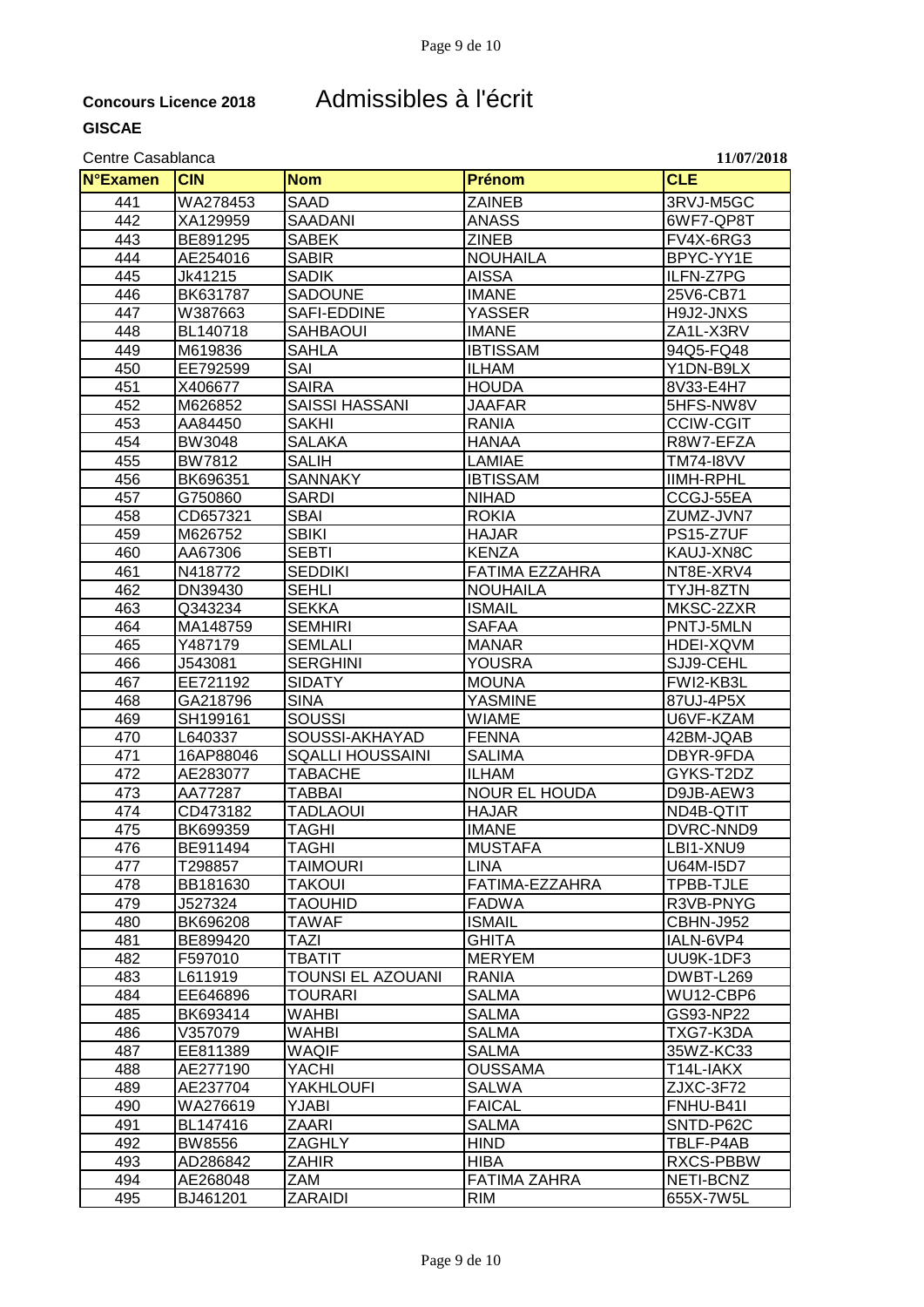**Concours Licence 2018** Admissibles à l'écrit

**GISCAE**

Centre Casablanca **11/07/2018**

| N°Examen | CIN | Nom | Prénom | CLE |
|---|---|---|---|---|
| 441 | WA278453 | SAAD | ZAINEB | 3RVJ-M5GC |
| 442 | XA129959 | SAADANI | ANASS | 6WF7-QP8T |
| 443 | BE891295 | SABEK | ZINEB | FV4X-6RG3 |
| 444 | AE254016 | SABIR | NOUHAILA | BPYC-YY1E |
| 445 | Jk41215 | SADIK | AISSA | ILFN-Z7PG |
| 446 | BK631787 | SADOUNE | IMANE | 25V6-CB71 |
| 447 | W387663 | SAFI-EDDINE | YASSER | H9J2-JNXS |
| 448 | BL140718 | SAHBAOUI | IMANE | ZA1L-X3RV |
| 449 | M619836 | SAHLA | IBTISSAM | 94Q5-FQ48 |
| 450 | EE792599 | SAI | ILHAM | Y1DN-B9LX |
| 451 | X406677 | SAIRA | HOUDA | 8V33-E4H7 |
| 452 | M626852 | SAISSI HASSANI | JAAFAR | 5HFS-NW8V |
| 453 | AA84450 | SAKHI | RANIA | CCIW-CGIT |
| 454 | BW3048 | SALAKA | HANAA | R8W7-EFZA |
| 455 | BW7812 | SALIH | LAMIAE | TM74-I8VV |
| 456 | BK696351 | SANNAKY | IBTISSAM | IIMH-RPHL |
| 457 | G750860 | SARDI | NIHAD | CCGJ-55EA |
| 458 | CD657321 | SBAI | ROKIA | ZUMZ-JVN7 |
| 459 | M626752 | SBIKI | HAJAR | PS15-Z7UF |
| 460 | AA67306 | SEBTI | KENZA | KAUJ-XN8C |
| 461 | N418772 | SEDDIKI | FATIMA EZZAHRA | NT8E-XRV4 |
| 462 | DN39430 | SEHLI | NOUHAILA | TYJH-8ZTN |
| 463 | Q343234 | SEKKA | ISMAIL | MKSC-2ZXR |
| 464 | MA148759 | SEMHIRI | SAFAA | PNTJ-5MLN |
| 465 | Y487179 | SEMLALI | MANAR | HDEI-XQVM |
| 466 | J543081 | SERGHINI | YOUSRA | SJJ9-CEHL |
| 467 | EE721192 | SIDATY | MOUNA | FWI2-KB3L |
| 468 | GA218796 | SINA | YASMINE | 87UJ-4P5X |
| 469 | SH199161 | SOUSSI | WIAME | U6VF-KZAM |
| 470 | L640337 | SOUSSI-AKHAYAD | FENNA | 42BM-JQAB |
| 471 | 16AP88046 | SQALLI HOUSSAINI | SALIMA | DBYR-9FDA |
| 472 | AE283077 | TABACHE | ILHAM | GYKS-T2DZ |
| 473 | AA77287 | TABBAI | NOUR EL HOUDA | D9JB-AEW3 |
| 474 | CD473182 | TADLAOUI | HAJAR | ND4B-QTIT |
| 475 | BK699359 | TAGHI | IMANE | DVRC-NND9 |
| 476 | BE911494 | TAGHI | MUSTAFA | LBI1-XNU9 |
| 477 | T298857 | TAIMOURI | LINA | U64M-I5D7 |
| 478 | BB181630 | TAKOUI | FATIMA-EZZAHRA | TPBB-TJLE |
| 479 | J527324 | TAOUHID | FADWA | R3VB-PNYG |
| 480 | BK696208 | TAWAF | ISMAIL | CBHN-J952 |
| 481 | BE899420 | TAZI | GHITA | IALN-6VP4 |
| 482 | F597010 | TBATIT | MERYEM | UU9K-1DF3 |
| 483 | L611919 | TOUNSI EL AZOUANI | RANIA | DWBT-L269 |
| 484 | EE646896 | TOURARI | SALMA | WU12-CBP6 |
| 485 | BK693414 | WAHBI | SALMA | GS93-NP22 |
| 486 | V357079 | WAHBI | SALMA | TXG7-K3DA |
| 487 | EE811389 | WAQIF | SALMA | 35WZ-KC33 |
| 488 | AE277190 | YACHI | OUSSAMA | T14L-IAKX |
| 489 | AE237704 | YAKHLOUFI | SALWA | ZJXC-3F72 |
| 490 | WA276619 | YJABI | FAICAL | FNHU-B41I |
| 491 | BL147416 | ZAARI | SALMA | SNTD-P62C |
| 492 | BW8556 | ZAGHLY | HIND | TBLF-P4AB |
| 493 | AD286842 | ZAHIR | HIBA | RXCS-PBBW |
| 494 | AE268048 | ZAM | FATIMA ZAHRA | NETI-BCNZ |
| 495 | BJ461201 | ZARAIDI | RIM | 655X-7W5L |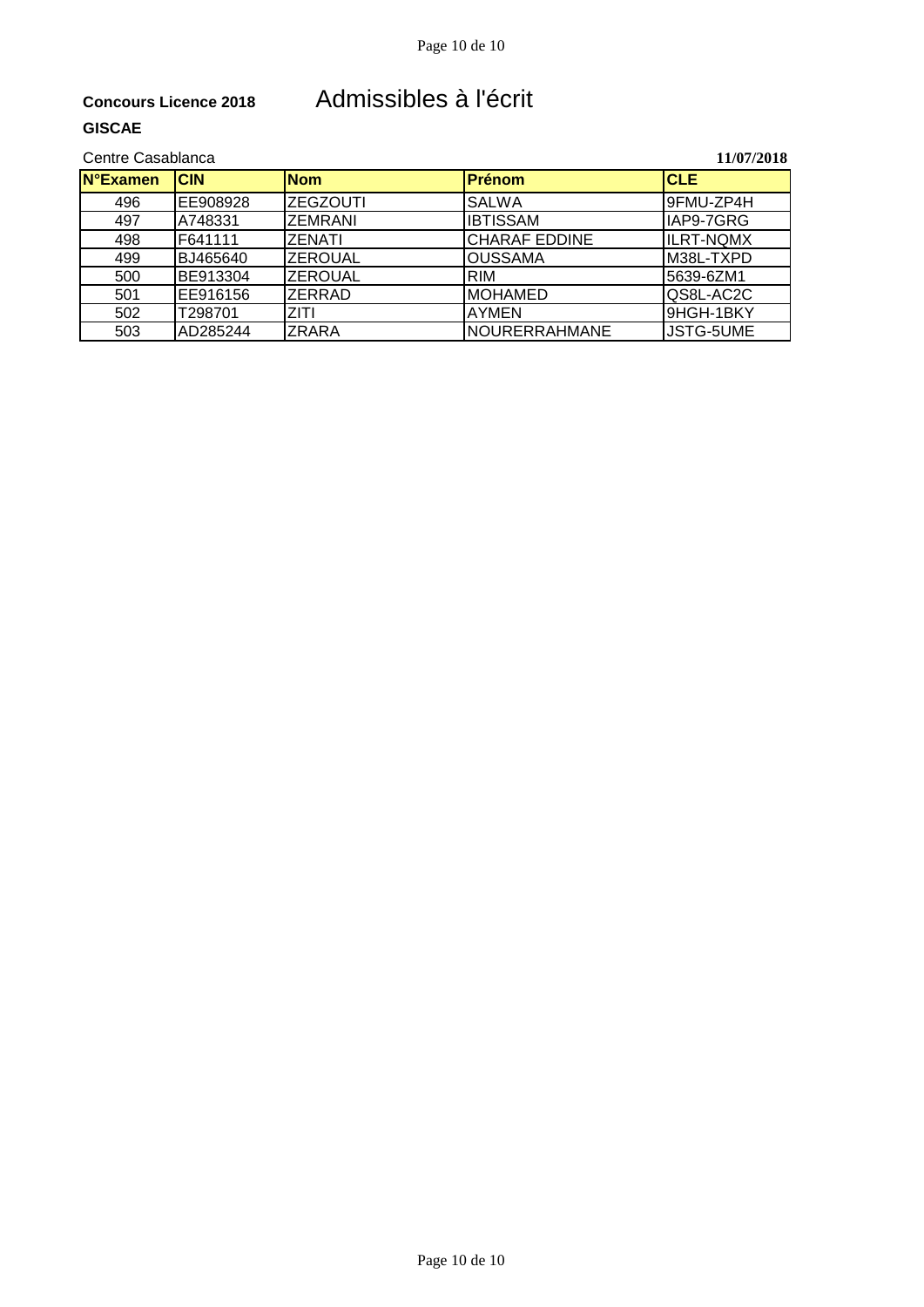**Concours Licence 2018**

# Admissibles à l'écrit

**GISCAE**

Centre Casablanca

**11/07/2018**

| N°Examen | CIN | Nom | Prénom | CLE |
|---|---|---|---|---|
| 496 | EE908928 | ZEGZOUTI | SALWA | 9FMU-ZP4H |
| 497 | A748331 | ZEMRANI | IBTISSAM | IAP9-7GRG |
| 498 | F641111 | ZENATI | CHARAF EDDINE | ILRT-NQMX |
| 499 | BJ465640 | ZEROUAL | OUSSAMA | M38L-TXPD |
| 500 | BE913304 | ZEROUAL | RIM | 5639-6ZM1 |
| 501 | EE916156 | ZERRAD | MOHAMED | QS8L-AC2C |
| 502 | T298701 | ZITI | AYMEN | 9HGH-1BKY |
| 503 | AD285244 | ZRARA | NOURERRAHMANE | JSTG-5UME |